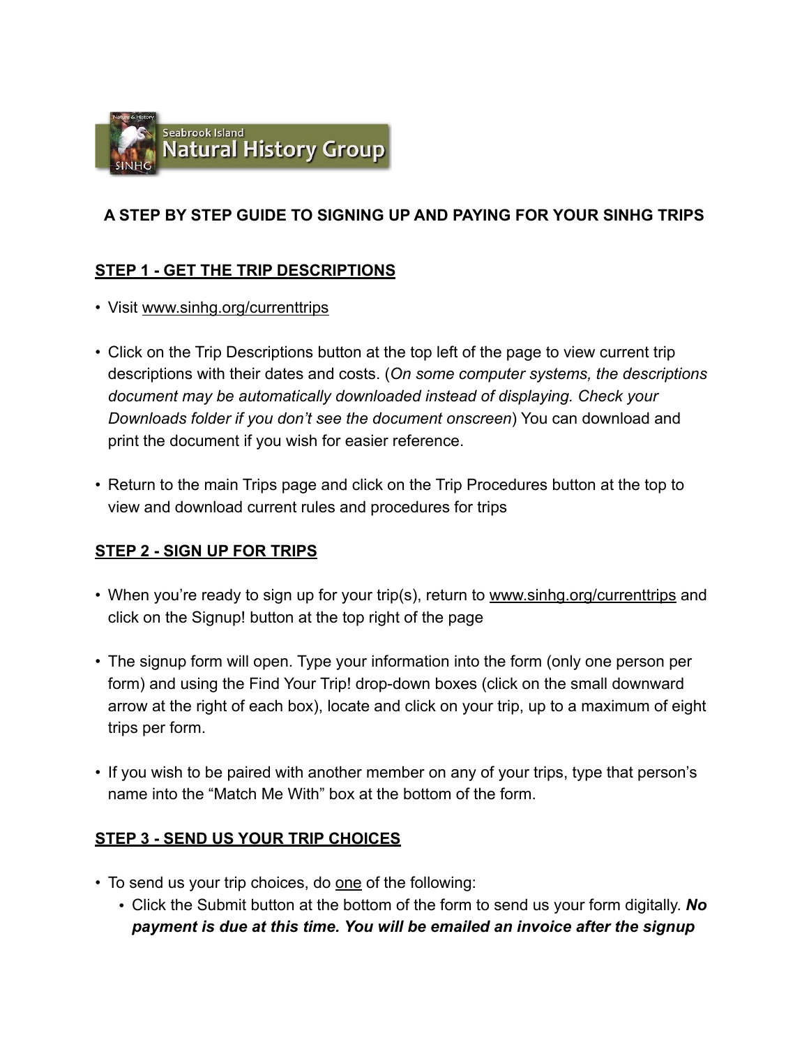Seabrook Island Natural History Group

**A STEP BY STEP GUIDE TO SIGNING UP AND PAYING FOR YOUR SINHG TRIPS**

## STEP 1 - GET THE TRIP DESCRIPTIONS

- Visit www.sinhg.org/currenttrips
- Click on the Trip Descriptions button at the top left of the page to view current trip descriptions with their dates and costs. (*On some computer systems, the descriptions document may be automatically downloaded instead of displaying. Check your Downloads folder if you don't see the document onscreen*) You can download and print the document if you wish for easier reference.
- Return to the main Trips page and click on the Trip Procedures button at the top to view and download current rules and procedures for trips

## STEP 2 - SIGN UP FOR TRIPS

- When you're ready to sign up for your trip(s), return to www.sinhg.org/currenttrips and click on the Signup! button at the top right of the page
- The signup form will open. Type your information into the form (only one person per form) and using the Find Your Trip! drop-down boxes (click on the small downward arrow at the right of each box), locate and click on your trip, up to a maximum of eight trips per form.
- If you wish to be paired with another member on any of your trips, type that person's name into the "Match Me With" box at the bottom of the form.

## STEP 3 - SEND US YOUR TRIP CHOICES

- To send us your trip choices, do one of the following:
  - Click the Submit button at the bottom of the form to send us your form digitally. ***No payment is due at this time. You will be emailed an invoice after the signup***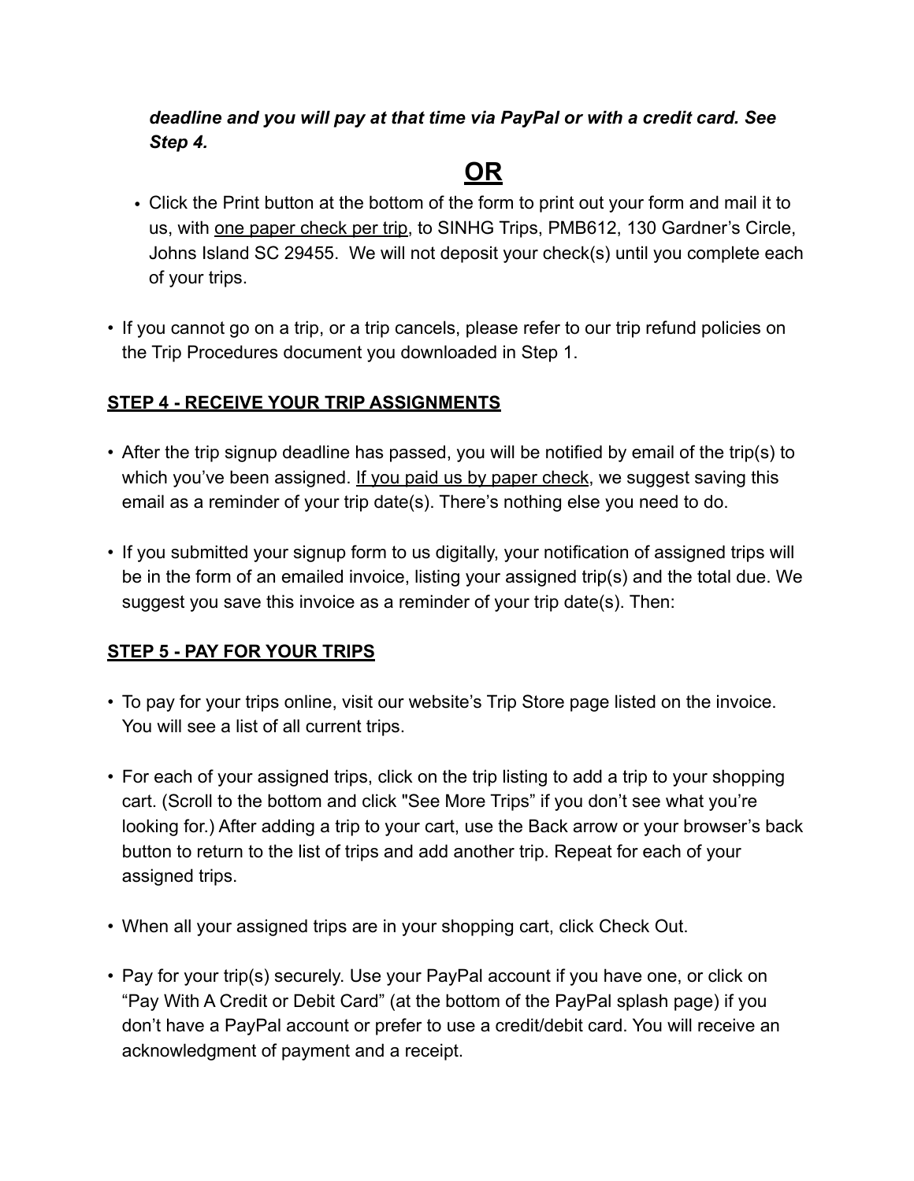***deadline and you will pay at that time via PayPal or with a credit card. See Step 4.***

**OR**

- Click the Print button at the bottom of the form to print out your form and mail it to us, with one paper check per trip, to SINHG Trips, PMB612, 130 Gardner's Circle, Johns Island SC 29455. We will not deposit your check(s) until you complete each of your trips.

- If you cannot go on a trip, or a trip cancels, please refer to our trip refund policies on the Trip Procedures document you downloaded in Step 1.

**STEP 4 - RECEIVE YOUR TRIP ASSIGNMENTS**

- After the trip signup deadline has passed, you will be notified by email of the trip(s) to which you've been assigned. If you paid us by paper check, we suggest saving this email as a reminder of your trip date(s). There's nothing else you need to do.

- If you submitted your signup form to us digitally, your notification of assigned trips will be in the form of an emailed invoice, listing your assigned trip(s) and the total due. We suggest you save this invoice as a reminder of your trip date(s). Then:

**STEP 5 - PAY FOR YOUR TRIPS**

- To pay for your trips online, visit our website's Trip Store page listed on the invoice. You will see a list of all current trips.

- For each of your assigned trips, click on the trip listing to add a trip to your shopping cart. (Scroll to the bottom and click "See More Trips" if you don't see what you're looking for.) After adding a trip to your cart, use the Back arrow or your browser's back button to return to the list of trips and add another trip. Repeat for each of your assigned trips.

- When all your assigned trips are in your shopping cart, click Check Out.

- Pay for your trip(s) securely. Use your PayPal account if you have one, or click on "Pay With A Credit or Debit Card" (at the bottom of the PayPal splash page) if you don't have a PayPal account or prefer to use a credit/debit card. You will receive an acknowledgment of payment and a receipt.